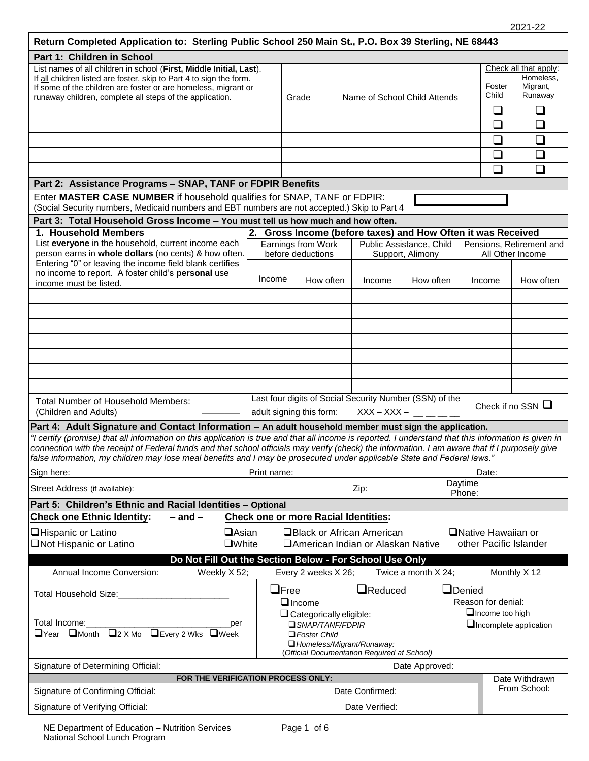2021-22

**Return Completed Application to: Sterling Public School 250 Main St., P.O. Box 39 Sterling, NE 68443**

## Part 1: Children in School

| List names of all children in school (**First, Middle Initial, Last**). If all children listed are foster, skip to Part 4 to sign the form. If some of the children are foster or are homeless, migrant or runaway children, complete all steps of the application. | Grade | Name of School Child Attends | Check all that apply: Foster Child | Homeless, Migrant, Runaway |
|---|---|---|---|---|
| | | | ❑ | ❑ |
| | | | ❑ | ❑ |
| | | | ❑ | ❑ |
| | | | ❑ | ❑ |
| | | | ❑ | ❑ |

## Part 2: Assistance Programs – SNAP, TANF or FDPIR Benefits

Enter **MASTER CASE NUMBER** if household qualifies for SNAP, TANF or FDPIR: ______
(Social Security numbers, Medicaid numbers and EBT numbers are not accepted.) Skip to Part 4

## Part 3: Total Household Gross Income – You must tell us how much and how often.

| 1. Household Members | 2. Gross Income (before taxes) and How Often it was Received | | | | | |
|---|---|---|---|---|---|---|
| List **everyone** in the household, current income each person earns in **whole dollars** (no cents) & how often. Entering "0" or leaving the income field blank certifies no income to report. A foster child's **personal** use income must be listed. | Earnings from Work before deductions | | Public Assistance, Child Support, Alimony | | Pensions, Retirement and All Other Income | |
| | Income | How often | Income | How often | Income | How often |
| | | | | | | |
| | | | | | | |
| | | | | | | |
| | | | | | | |
| | | | | | | |
| | | | | | | |
| | | | | | | |

Total Number of Household Members: (Children and Adults) ________

Last four digits of Social Security Number (SSN) of the adult signing this form: XXX – XXX – __ __ __ __  Check if no SSN ❑

## Part 4: Adult Signature and Contact Information – An adult household member must sign the application.

*"I certify (promise) that all information on this application is true and that all income is reported. I understand that this information is given in connection with the receipt of Federal funds and that school officials may verify (check) the information. I am aware that if I purposely give false information, my children may lose meal benefits and I may be prosecuted under applicable State and Federal laws."*

Sign here: ____ Print name: ____ Date: ____

Street Address (if available): ____ Zip: ____ Daytime Phone: ____

## Part 5: Children's Ethnic and Racial Identities – Optional

**Check one Ethnic Identity:** – and – **Check one or more Racial Identities:**

❑Hispanic or Latino
❑Not Hispanic or Latino

❑Asian
❑White
❑Black or African American
❑American Indian or Alaskan Native
❑Native Hawaiian or other Pacific Islander

### Do Not Fill Out the Section Below - For School Use Only

Annual Income Conversion: Weekly X 52; Every 2 weeks X 26; Twice a month X 24; Monthly X 12

Total Household Size:_______________________

Total Income:_____________________________per
❑Year ❑Month ❑2 X Mo ❑Every 2 Wks ❑Week

❑Free ❑Reduced ❑Denied

❑Income
❑Categorically eligible:
❑*SNAP/TANF/FDPIR*
❑*Foster Child*
❑*Homeless/Migrant/Runaway:*
(*Official Documentation Required at School)*

Reason for denial:
❑Income too high
❑Incomplete application

Signature of Determining Official: ____ Date Approved: ____

**FOR THE VERIFICATION PROCESS ONLY:**

Signature of Confirming Official: ____ Date Confirmed: ____

Signature of Verifying Official: ____ Date Verified: ____

Date Withdrawn From School:

NE Department of Education – Nutrition Services
National School Lunch Program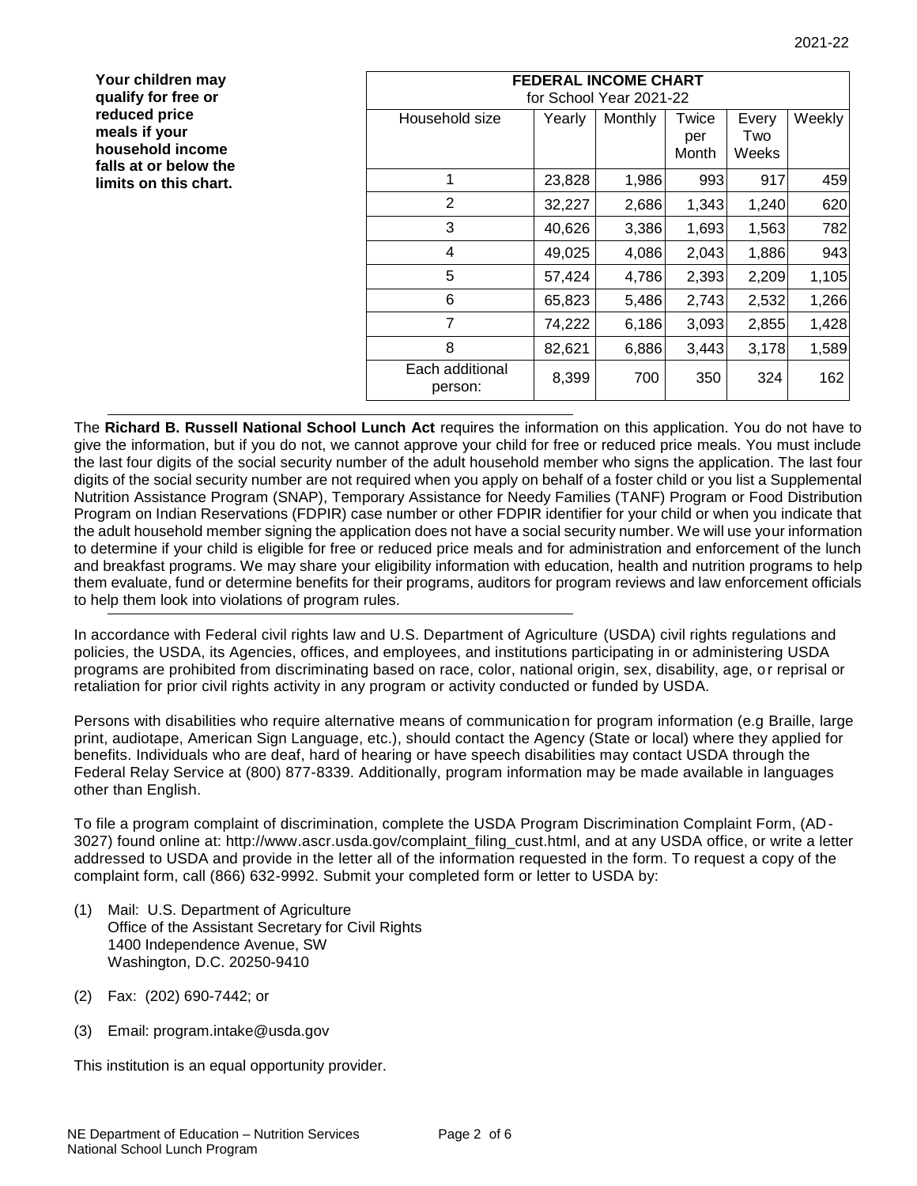**Your children may qualify for free or reduced price meals if your household income falls at or below the limits on this chart.**

| **FEDERAL INCOME CHART** for School Year 2021-22 | | | | | |
|---|---|---|---|---|---|
| Household size | Yearly | Monthly | Twice per Month | Every Two Weeks | Weekly |
| 1 | 23,828 | 1,986 | 993 | 917 | 459 |
| 2 | 32,227 | 2,686 | 1,343 | 1,240 | 620 |
| 3 | 40,626 | 3,386 | 1,693 | 1,563 | 782 |
| 4 | 49,025 | 4,086 | 2,043 | 1,886 | 943 |
| 5 | 57,424 | 4,786 | 2,393 | 2,209 | 1,105 |
| 6 | 65,823 | 5,486 | 2,743 | 2,532 | 1,266 |
| 7 | 74,222 | 6,186 | 3,093 | 2,855 | 1,428 |
| 8 | 82,621 | 6,886 | 3,443 | 3,178 | 1,589 |
| Each additional person: | 8,399 | 700 | 350 | 324 | 162 |

---

The **Richard B. Russell National School Lunch Act** requires the information on this application. You do not have to give the information, but if you do not, we cannot approve your child for free or reduced price meals. You must include the last four digits of the social security number of the adult household member who signs the application. The last four digits of the social security number are not required when you apply on behalf of a foster child or you list a Supplemental Nutrition Assistance Program (SNAP), Temporary Assistance for Needy Families (TANF) Program or Food Distribution Program on Indian Reservations (FDPIR) case number or other FDPIR identifier for your child or when you indicate that the adult household member signing the application does not have a social security number. We will use your information to determine if your child is eligible for free or reduced price meals and for administration and enforcement of the lunch and breakfast programs. We may share your eligibility information with education, health and nutrition programs to help them evaluate, fund or determine benefits for their programs, auditors for program reviews and law enforcement officials to help them look into violations of program rules.

---

In accordance with Federal civil rights law and U.S. Department of Agriculture (USDA) civil rights regulations and policies, the USDA, its Agencies, offices, and employees, and institutions participating in or administering USDA programs are prohibited from discriminating based on race, color, national origin, sex, disability, age, or reprisal or retaliation for prior civil rights activity in any program or activity conducted or funded by USDA.

Persons with disabilities who require alternative means of communication for program information (e.g Braille, large print, audiotape, American Sign Language, etc.), should contact the Agency (State or local) where they applied for benefits. Individuals who are deaf, hard of hearing or have speech disabilities may contact USDA through the Federal Relay Service at (800) 877-8339. Additionally, program information may be made available in languages other than English.

To file a program complaint of discrimination, complete the USDA Program Discrimination Complaint Form, (AD-3027) found online at: http://www.ascr.usda.gov/complaint_filing_cust.html, and at any USDA office, or write a letter addressed to USDA and provide in the letter all of the information requested in the form. To request a copy of the complaint form, call (866) 632-9992. Submit your completed form or letter to USDA by:

(1) Mail: U.S. Department of Agriculture
Office of the Assistant Secretary for Civil Rights
1400 Independence Avenue, SW
Washington, D.C. 20250-9410

(2) Fax: (202) 690-7442; or

(3) Email: program.intake@usda.gov

This institution is an equal opportunity provider.

NE Department of Education – Nutrition Services
National School Lunch Program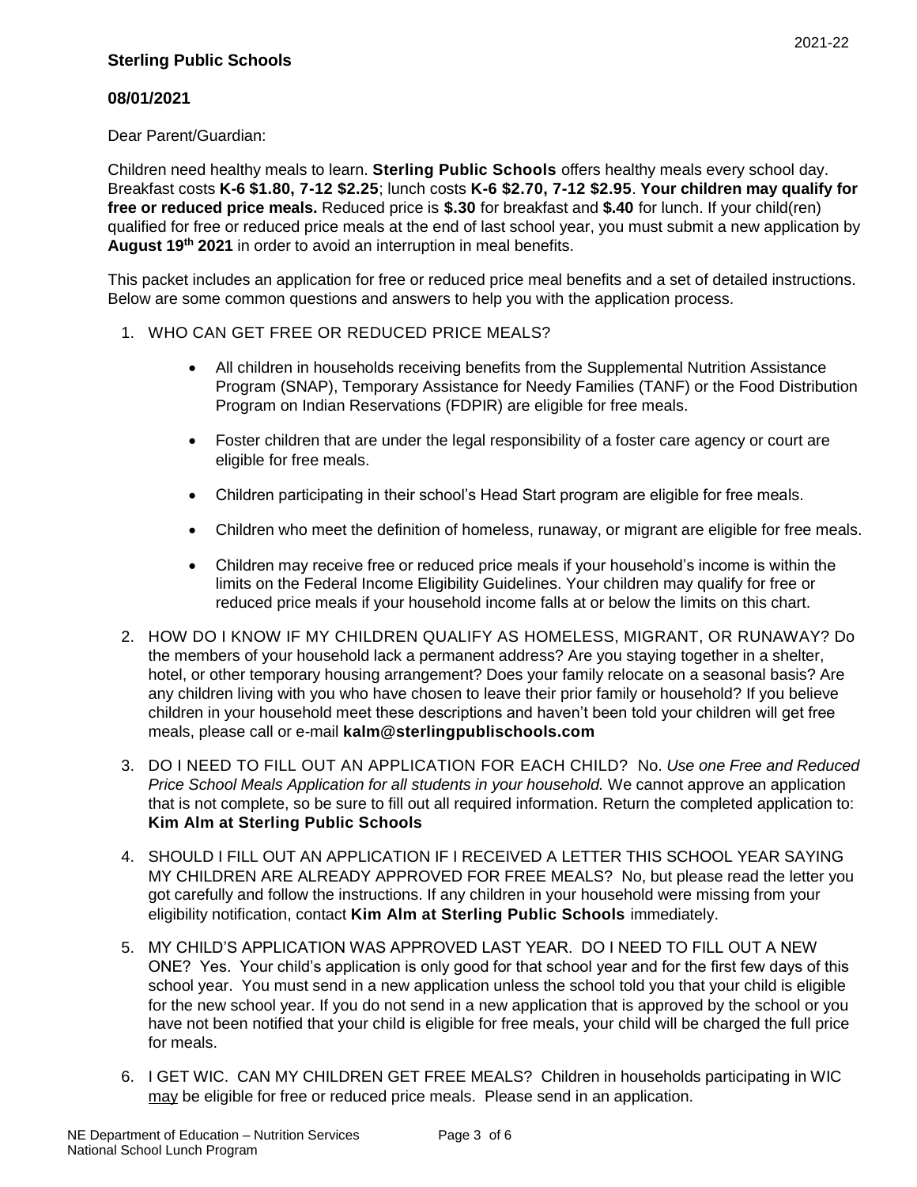**Sterling Public Schools**

**08/01/2021**

Dear Parent/Guardian:

Children need healthy meals to learn. **Sterling Public Schools** offers healthy meals every school day. Breakfast costs **K-6 $1.80, 7-12 $2.25**; lunch costs **K-6 $2.70, 7-12 $2.95**. **Your children may qualify for free or reduced price meals.** Reduced price is **$.30** for breakfast and **$.40** for lunch. If your child(ren) qualified for free or reduced price meals at the end of last school year, you must submit a new application by **August 19th 2021** in order to avoid an interruption in meal benefits.

This packet includes an application for free or reduced price meal benefits and a set of detailed instructions. Below are some common questions and answers to help you with the application process.

1. WHO CAN GET FREE OR REDUCED PRICE MEALS?
   - All children in households receiving benefits from the Supplemental Nutrition Assistance Program (SNAP), Temporary Assistance for Needy Families (TANF) or the Food Distribution Program on Indian Reservations (FDPIR) are eligible for free meals.
   - Foster children that are under the legal responsibility of a foster care agency or court are eligible for free meals.
   - Children participating in their school's Head Start program are eligible for free meals.
   - Children who meet the definition of homeless, runaway, or migrant are eligible for free meals.
   - Children may receive free or reduced price meals if your household's income is within the limits on the Federal Income Eligibility Guidelines. Your children may qualify for free or reduced price meals if your household income falls at or below the limits on this chart.
2. HOW DO I KNOW IF MY CHILDREN QUALIFY AS HOMELESS, MIGRANT, OR RUNAWAY? Do the members of your household lack a permanent address? Are you staying together in a shelter, hotel, or other temporary housing arrangement? Does your family relocate on a seasonal basis? Are any children living with you who have chosen to leave their prior family or household? If you believe children in your household meet these descriptions and haven't been told your children will get free meals, please call or e-mail **kalm@sterlingpublischools.com**
3. DO I NEED TO FILL OUT AN APPLICATION FOR EACH CHILD? No. *Use one Free and Reduced Price School Meals Application for all students in your household.* We cannot approve an application that is not complete, so be sure to fill out all required information. Return the completed application to: **Kim Alm at Sterling Public Schools**
4. SHOULD I FILL OUT AN APPLICATION IF I RECEIVED A LETTER THIS SCHOOL YEAR SAYING MY CHILDREN ARE ALREADY APPROVED FOR FREE MEALS? No, but please read the letter you got carefully and follow the instructions. If any children in your household were missing from your eligibility notification, contact **Kim Alm at Sterling Public Schools** immediately.
5. MY CHILD'S APPLICATION WAS APPROVED LAST YEAR. DO I NEED TO FILL OUT A NEW ONE? Yes. Your child's application is only good for that school year and for the first few days of this school year. You must send in a new application unless the school told you that your child is eligible for the new school year. If you do not send in a new application that is approved by the school or you have not been notified that your child is eligible for free meals, your child will be charged the full price for meals.
6. I GET WIC. CAN MY CHILDREN GET FREE MEALS? Children in households participating in WIC may be eligible for free or reduced price meals. Please send in an application.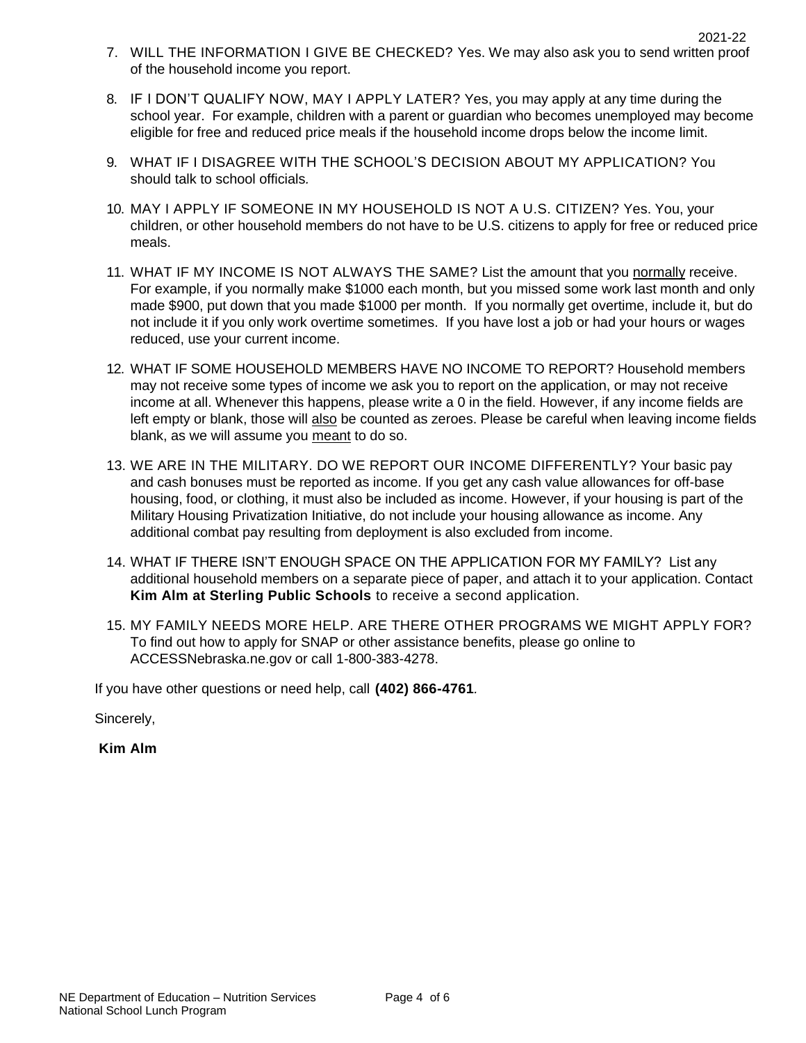7. WILL THE INFORMATION I GIVE BE CHECKED? Yes. We may also ask you to send written proof of the household income you report.

8. IF I DON'T QUALIFY NOW, MAY I APPLY LATER? Yes, you may apply at any time during the school year. For example, children with a parent or guardian who becomes unemployed may become eligible for free and reduced price meals if the household income drops below the income limit.

9. WHAT IF I DISAGREE WITH THE SCHOOL'S DECISION ABOUT MY APPLICATION? You should talk to school officials.

10. MAY I APPLY IF SOMEONE IN MY HOUSEHOLD IS NOT A U.S. CITIZEN? Yes. You, your children, or other household members do not have to be U.S. citizens to apply for free or reduced price meals.

11. WHAT IF MY INCOME IS NOT ALWAYS THE SAME? List the amount that you <u>normally</u> receive. For example, if you normally make $1000 each month, but you missed some work last month and only made $900, put down that you made $1000 per month. If you normally get overtime, include it, but do not include it if you only work overtime sometimes. If you have lost a job or had your hours or wages reduced, use your current income.

12. WHAT IF SOME HOUSEHOLD MEMBERS HAVE NO INCOME TO REPORT? Household members may not receive some types of income we ask you to report on the application, or may not receive income at all. Whenever this happens, please write a 0 in the field. However, if any income fields are left empty or blank, those will <u>also</u> be counted as zeroes. Please be careful when leaving income fields blank, as we will assume you <u>meant</u> to do so.

13. WE ARE IN THE MILITARY. DO WE REPORT OUR INCOME DIFFERENTLY? Your basic pay and cash bonuses must be reported as income. If you get any cash value allowances for off-base housing, food, or clothing, it must also be included as income. However, if your housing is part of the Military Housing Privatization Initiative, do not include your housing allowance as income. Any additional combat pay resulting from deployment is also excluded from income.

14. WHAT IF THERE ISN'T ENOUGH SPACE ON THE APPLICATION FOR MY FAMILY? List any additional household members on a separate piece of paper, and attach it to your application. Contact **Kim Alm at Sterling Public Schools** to receive a second application.

15. MY FAMILY NEEDS MORE HELP. ARE THERE OTHER PROGRAMS WE MIGHT APPLY FOR? To find out how to apply for SNAP or other assistance benefits, please go online to ACCESSNebraska.ne.gov or call 1-800-383-4278.

If you have other questions or need help, call **(402) 866-4761**.

Sincerely,

**Kim Alm**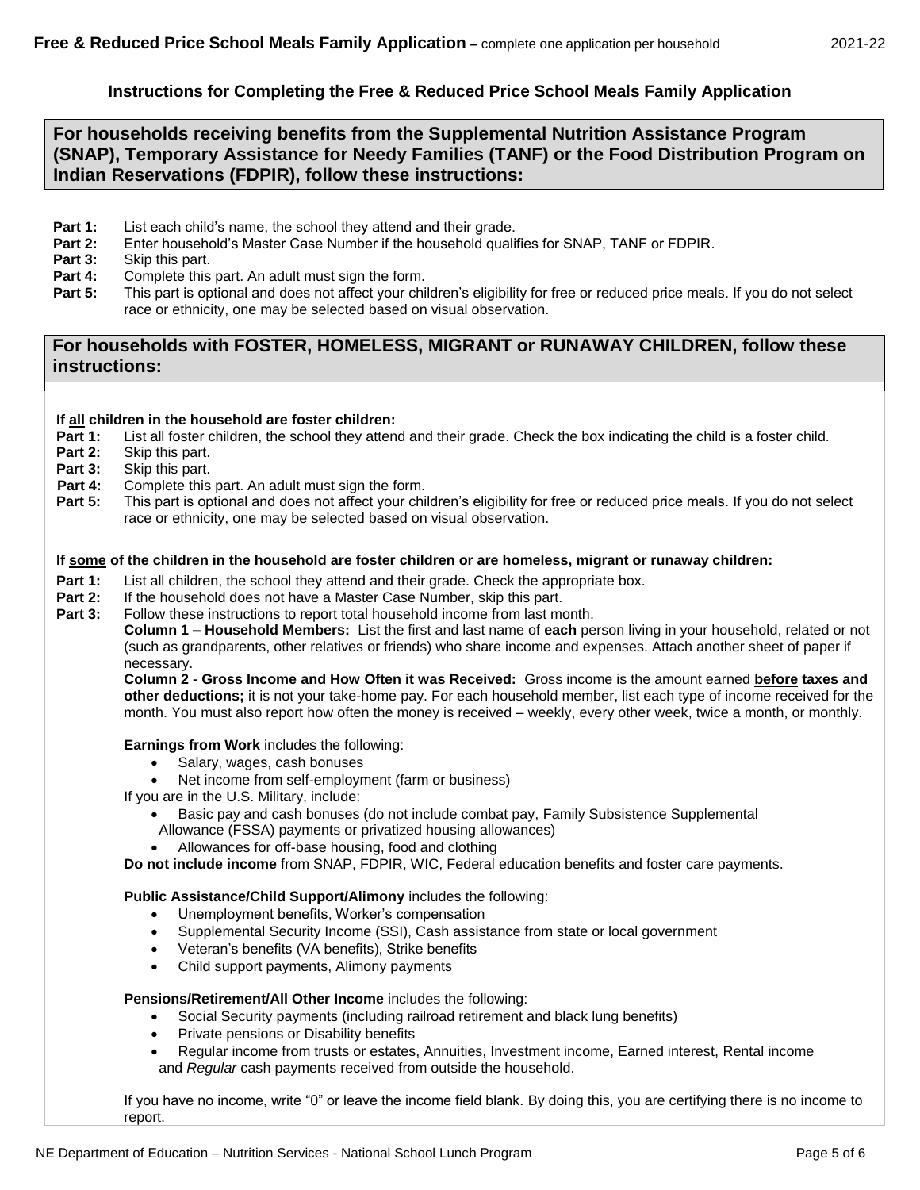**Free & Reduced Price School Meals Family Application –** complete one application per household 2021-22

### Instructions for Completing the Free & Reduced Price School Meals Family Application

## For households receiving benefits from the Supplemental Nutrition Assistance Program (SNAP), Temporary Assistance for Needy Families (TANF) or the Food Distribution Program on Indian Reservations (FDPIR), follow these instructions:

**Part 1:** List each child's name, the school they attend and their grade.
**Part 2:** Enter household's Master Case Number if the household qualifies for SNAP, TANF or FDPIR.
**Part 3:** Skip this part.
**Part 4:** Complete this part. An adult must sign the form.
**Part 5:** This part is optional and does not affect your children's eligibility for free or reduced price meals. If you do not select race or ethnicity, one may be selected based on visual observation.

## For households with FOSTER, HOMELESS, MIGRANT or RUNAWAY CHILDREN, follow these instructions:

**If all children in the household are foster children:**

**Part 1:** List all foster children, the school they attend and their grade. Check the box indicating the child is a foster child.
**Part 2:** Skip this part.
**Part 3:** Skip this part.
**Part 4:** Complete this part. An adult must sign the form.
**Part 5:** This part is optional and does not affect your children's eligibility for free or reduced price meals. If you do not select race or ethnicity, one may be selected based on visual observation.

**If some of the children in the household are foster children or are homeless, migrant or runaway children:**

**Part 1:** List all children, the school they attend and their grade. Check the appropriate box.
**Part 2:** If the household does not have a Master Case Number, skip this part.
**Part 3:** Follow these instructions to report total household income from last month.

**Column 1 – Household Members:** List the first and last name of **each** person living in your household, related or not (such as grandparents, other relatives or friends) who share income and expenses. Attach another sheet of paper if necessary.

**Column 2 - Gross Income and How Often it was Received:** Gross income is the amount earned **before taxes and other deductions;** it is not your take-home pay. For each household member, list each type of income received for the month. You must also report how often the money is received – weekly, every other week, twice a month, or monthly.

**Earnings from Work** includes the following:

- Salary, wages, cash bonuses
- Net income from self-employment (farm or business)

If you are in the U.S. Military, include:

- Basic pay and cash bonuses (do not include combat pay, Family Subsistence Supplemental Allowance (FSSA) payments or privatized housing allowances)
- Allowances for off-base housing, food and clothing

**Do not include income** from SNAP, FDPIR, WIC, Federal education benefits and foster care payments.

**Public Assistance/Child Support/Alimony** includes the following:

- Unemployment benefits, Worker's compensation
- Supplemental Security Income (SSI), Cash assistance from state or local government
- Veteran's benefits (VA benefits), Strike benefits
- Child support payments, Alimony payments

**Pensions/Retirement/All Other Income** includes the following:

- Social Security payments (including railroad retirement and black lung benefits)
- Private pensions or Disability benefits
- Regular income from trusts or estates, Annuities, Investment income, Earned interest, Rental income and *Regular* cash payments received from outside the household.

If you have no income, write "0" or leave the income field blank. By doing this, you are certifying there is no income to report.

NE Department of Education – Nutrition Services - National School Lunch Program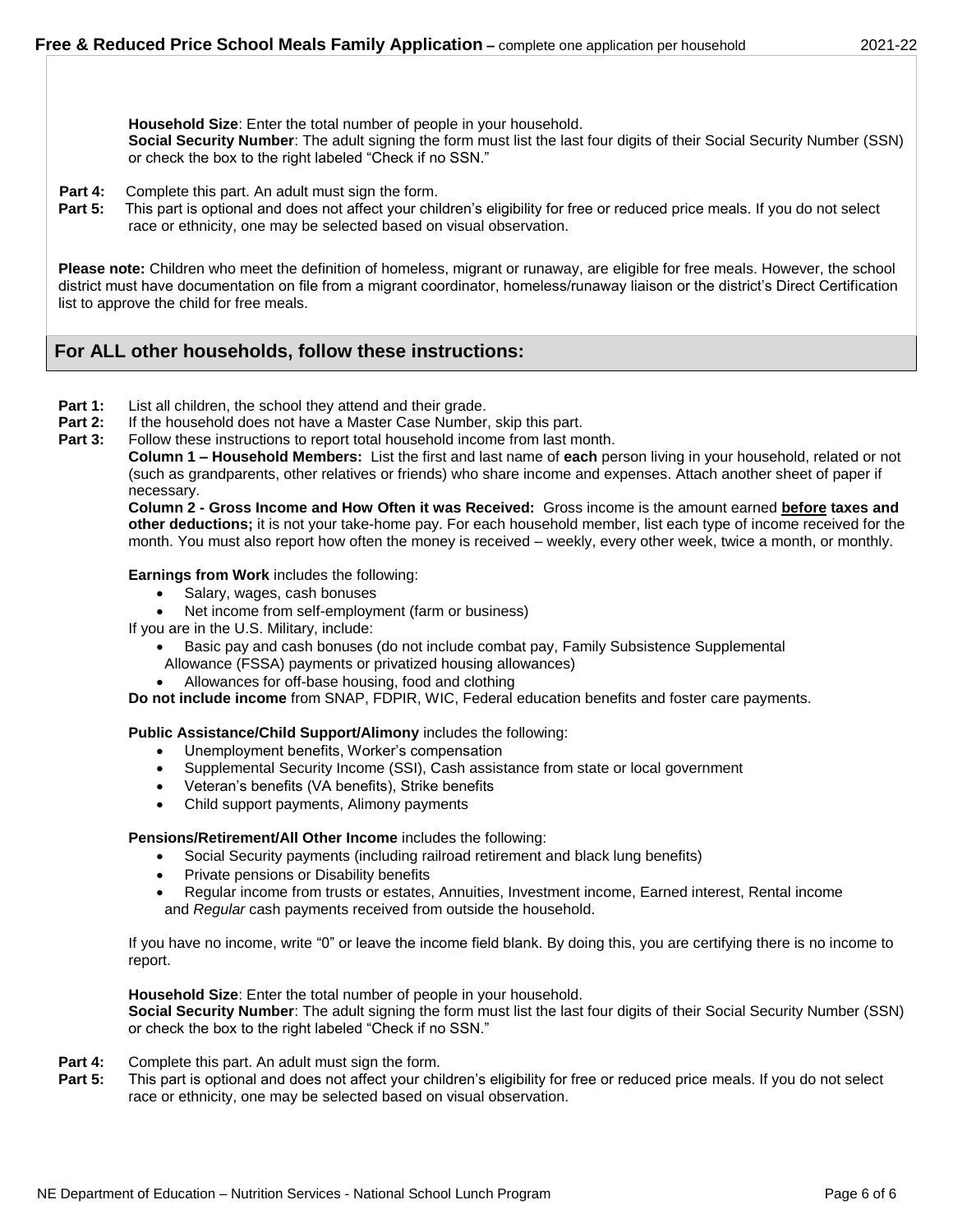**Household Size**: Enter the total number of people in your household.
**Social Security Number**: The adult signing the form must list the last four digits of their Social Security Number (SSN) or check the box to the right labeled "Check if no SSN."

**Part 4:** Complete this part. An adult must sign the form.
**Part 5:** This part is optional and does not affect your children's eligibility for free or reduced price meals. If you do not select race or ethnicity, one may be selected based on visual observation.

**Please note:** Children who meet the definition of homeless, migrant or runaway, are eligible for free meals. However, the school district must have documentation on file from a migrant coordinator, homeless/runaway liaison or the district's Direct Certification list to approve the child for free meals.

## For ALL other households, follow these instructions:

**Part 1:** List all children, the school they attend and their grade.
**Part 2:** If the household does not have a Master Case Number, skip this part.
**Part 3:** Follow these instructions to report total household income from last month.

**Column 1 – Household Members:** List the first and last name of **each** person living in your household, related or not (such as grandparents, other relatives or friends) who share income and expenses. Attach another sheet of paper if necessary.

**Column 2 - Gross Income and How Often it was Received:** Gross income is the amount earned **before taxes and other deductions;** it is not your take-home pay. For each household member, list each type of income received for the month. You must also report how often the money is received – weekly, every other week, twice a month, or monthly.

**Earnings from Work** includes the following:

- Salary, wages, cash bonuses
- Net income from self-employment (farm or business)

If you are in the U.S. Military, include:

- Basic pay and cash bonuses (do not include combat pay, Family Subsistence Supplemental Allowance (FSSA) payments or privatized housing allowances)
- Allowances for off-base housing, food and clothing

**Do not include income** from SNAP, FDPIR, WIC, Federal education benefits and foster care payments.

**Public Assistance/Child Support/Alimony** includes the following:

- Unemployment benefits, Worker's compensation
- Supplemental Security Income (SSI), Cash assistance from state or local government
- Veteran's benefits (VA benefits), Strike benefits
- Child support payments, Alimony payments

**Pensions/Retirement/All Other Income** includes the following:

- Social Security payments (including railroad retirement and black lung benefits)
- Private pensions or Disability benefits
- Regular income from trusts or estates, Annuities, Investment income, Earned interest, Rental income and *Regular* cash payments received from outside the household.

If you have no income, write "0" or leave the income field blank. By doing this, you are certifying there is no income to report.

**Household Size**: Enter the total number of people in your household.
**Social Security Number**: The adult signing the form must list the last four digits of their Social Security Number (SSN) or check the box to the right labeled "Check if no SSN."

**Part 4:** Complete this part. An adult must sign the form.
**Part 5:** This part is optional and does not affect your children's eligibility for free or reduced price meals. If you do not select race or ethnicity, one may be selected based on visual observation.